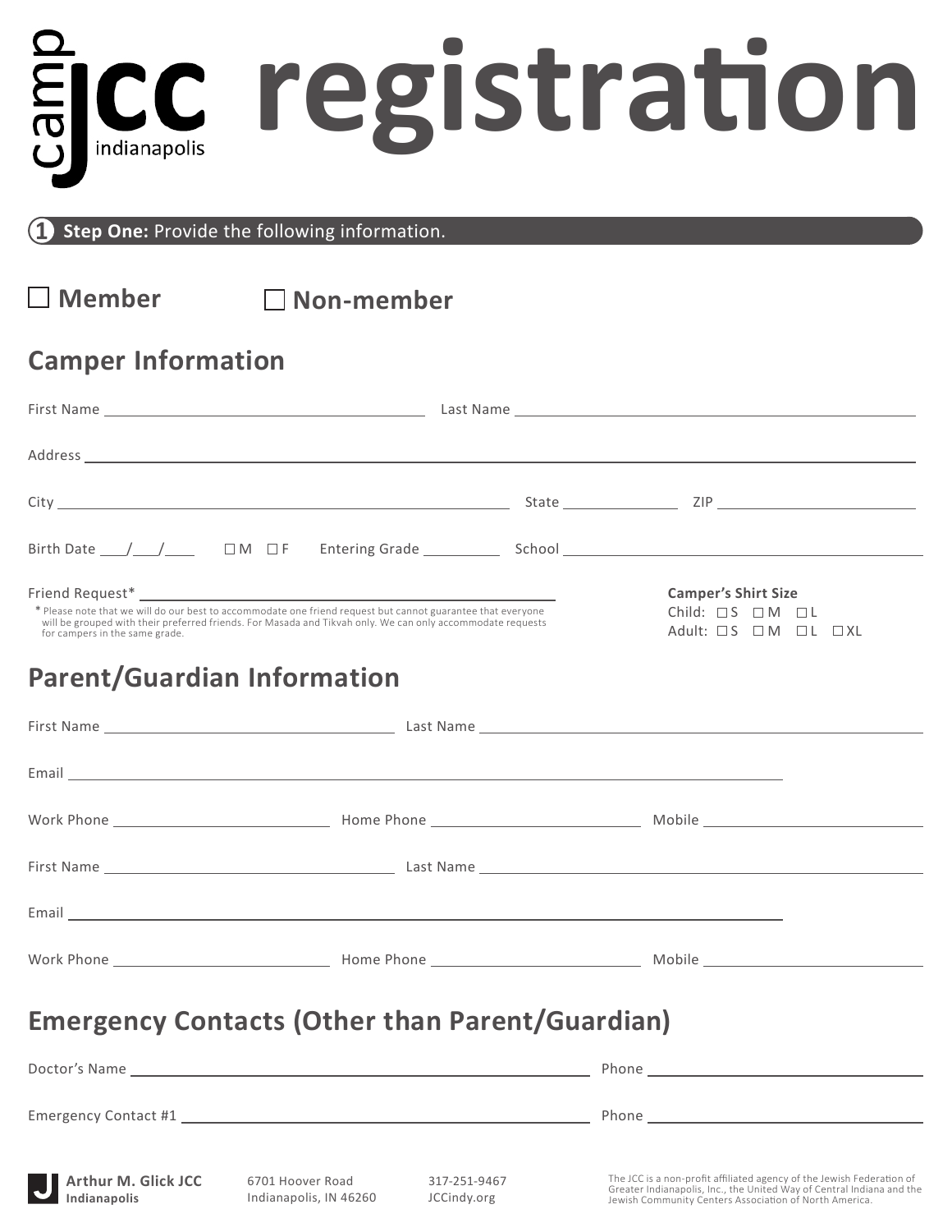# camp JCC indianapolis registration

**1 Step One:** Provide the following information.

☐ **Member** ☐ **Non-member**

## Camper Information

First Name ______________________ Last Name ______________________

Address ______________________________________________

City ______________________ State __________ ZIP __________

Birth Date ___/___/____ ☐ M ☐ F Entering Grade ________ School ______________________

Friend Request* ______________________

\* Please note that we will do our best to accommodate one friend request but cannot guarantee that everyone will be grouped with their preferred friends. For Masada and Tikvah only. We can only accommodate requests for campers in the same grade.

**Camper's Shirt Size**

Child: ☐ S ☐ M ☐ L

Adult: ☐ S ☐ M ☐ L ☐ XL

## Parent/Guardian Information

First Name ______________________ Last Name ______________________

Email ______________________________________________

Work Phone ______________ Home Phone ______________ Mobile ______________

First Name ______________________ Last Name ______________________

Email ______________________________________________

Work Phone ______________ Home Phone ______________ Mobile ______________

## Emergency Contacts (Other than Parent/Guardian)

Doctor's Name ______________________ Phone ______________

Emergency Contact #1 ______________________ Phone ______________

**Arthur M. Glick JCC**
**Indianapolis**

6701 Hoover Road
Indianapolis, IN 46260

317-251-9467
JCCindy.org

The JCC is a non-profit affiliated agency of the Jewish Federation of Greater Indianapolis, Inc., the United Way of Central Indiana and the Jewish Community Centers Association of North America.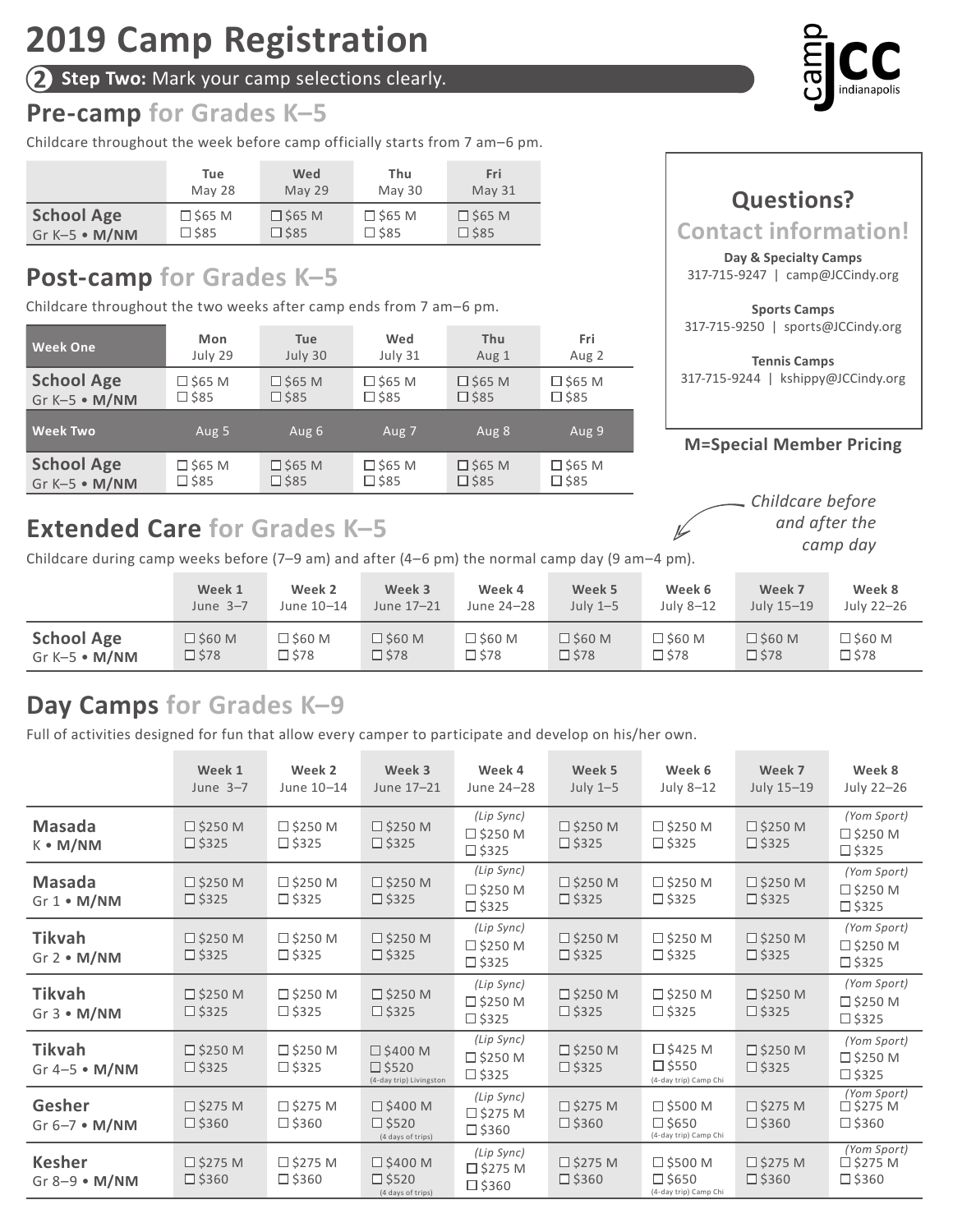# 2019 Camp Registration

**2 Step Two:** Mark your camp selections clearly.

## Pre-camp for Grades K–5

Childcare throughout the week before camp officially starts from 7 am–6 pm.

| | Tue May 28 | Wed May 29 | Thu May 30 | Fri May 31 |
|---|---|---|---|---|
| **School Age** Gr K–5 • **M/NM** | ☐ $65 M ☐ $85 | ☐ $65 M ☐ $85 | ☐ $65 M ☐ $85 | ☐ $65 M ☐ $85 |

## Post-camp for Grades K–5

Childcare throughout the two weeks after camp ends from 7 am–6 pm.

| **Week One** | Mon July 29 | Tue July 30 | Wed July 31 | Thu Aug 1 | Fri Aug 2 |
|---|---|---|---|---|---|
| **School Age** Gr K–5 • **M/NM** | ☐ $65 M ☐ $85 | ☐ $65 M ☐ $85 | ☐ $65 M ☐ $85 | ☐ $65 M ☐ $85 | ☐ $65 M ☐ $85 |
| **Week Two** | Aug 5 | Aug 6 | Aug 7 | Aug 8 | Aug 9 |
| **School Age** Gr K–5 • **M/NM** | ☐ $65 M ☐ $85 | ☐ $65 M ☐ $85 | ☐ $65 M ☐ $85 | ☐ $65 M ☐ $85 | ☐ $65 M ☐ $85 |

**Questions? Contact information!**

**Day & Specialty Camps**
317-715-9247 | camp@JCCindy.org

**Sports Camps**
317-715-9250 | sports@JCCindy.org

**Tennis Camps**
317-715-9244 | kshippy@JCCindy.org

**M=Special Member Pricing**

*Childcare before and after the camp day*

## Extended Care for Grades K–5

Childcare during camp weeks before (7–9 am) and after (4–6 pm) the normal camp day (9 am–4 pm).

| | Week 1 June 3–7 | Week 2 June 10–14 | Week 3 June 17–21 | Week 4 June 24–28 | Week 5 July 1–5 | Week 6 July 8–12 | Week 7 July 15–19 | Week 8 July 22–26 |
|---|---|---|---|---|---|---|---|---|
| **School Age** Gr K–5 • **M/NM** | ☐ $60 M ☐ $78 | ☐ $60 M ☐ $78 | ☐ $60 M ☐ $78 | ☐ $60 M ☐ $78 | ☐ $60 M ☐ $78 | ☐ $60 M ☐ $78 | ☐ $60 M ☐ $78 | ☐ $60 M ☐ $78 |

## Day Camps for Grades K–9

Full of activities designed for fun that allow every camper to participate and develop on his/her own.

| | Week 1 June 3–7 | Week 2 June 10–14 | Week 3 June 17–21 | Week 4 June 24–28 | Week 5 July 1–5 | Week 6 July 8–12 | Week 7 July 15–19 | Week 8 July 22–26 |
|---|---|---|---|---|---|---|---|---|
| **Masada** K • **M/NM** | ☐ $250 M ☐ $325 | ☐ $250 M ☐ $325 | ☐ $250 M ☐ $325 | *(Lip Sync)* ☐ $250 M ☐ $325 | ☐ $250 M ☐ $325 | ☐ $250 M ☐ $325 | ☐ $250 M ☐ $325 | *(Yom Sport)* ☐ $250 M ☐ $325 |
| **Masada** Gr 1 • **M/NM** | ☐ $250 M ☐ $325 | ☐ $250 M ☐ $325 | ☐ $250 M ☐ $325 | *(Lip Sync)* ☐ $250 M ☐ $325 | ☐ $250 M ☐ $325 | ☐ $250 M ☐ $325 | ☐ $250 M ☐ $325 | *(Yom Sport)* ☐ $250 M ☐ $325 |
| **Tikvah** Gr 2 • **M/NM** | ☐ $250 M ☐ $325 | ☐ $250 M ☐ $325 | ☐ $250 M ☐ $325 | *(Lip Sync)* ☐ $250 M ☐ $325 | ☐ $250 M ☐ $325 | ☐ $250 M ☐ $325 | ☐ $250 M ☐ $325 | *(Yom Sport)* ☐ $250 M ☐ $325 |
| **Tikvah** Gr 3 • **M/NM** | ☐ $250 M ☐ $325 | ☐ $250 M ☐ $325 | ☐ $250 M ☐ $325 | *(Lip Sync)* ☐ $250 M ☐ $325 | ☐ $250 M ☐ $325 | ☐ $250 M ☐ $325 | ☐ $250 M ☐ $325 | *(Yom Sport)* ☐ $250 M ☐ $325 |
| **Tikvah** Gr 4–5 • **M/NM** | ☐ $250 M ☐ $325 | ☐ $250 M ☐ $325 | ☐ $400 M ☐ $520 (4-day trip) Livingston | *(Lip Sync)* ☐ $250 M ☐ $325 | ☐ $250 M ☐ $325 | ☐ $425 M ☐ $550 (4-day trip) Camp Chi | ☐ $250 M ☐ $325 | *(Yom Sport)* ☐ $250 M ☐ $325 |
| **Gesher** Gr 6–7 • **M/NM** | ☐ $275 M ☐ $360 | ☐ $275 M ☐ $360 | ☐ $400 M ☐ $520 (4 days of trips) | *(Lip Sync)* ☐ $275 M ☐ $360 | ☐ $275 M ☐ $360 | ☐ $500 M ☐ $650 (4-day trip) Camp Chi | ☐ $275 M ☐ $360 | *(Yom Sport)* ☐ $275 M ☐ $360 |
| **Kesher** Gr 8–9 • **M/NM** | ☐ $275 M ☐ $360 | ☐ $275 M ☐ $360 | ☐ $400 M ☐ $520 (4 days of trips) | *(Lip Sync)* ☐ $275 M ☐ $360 | ☐ $275 M ☐ $360 | ☐ $500 M ☐ $650 (4-day trip) Camp Chi | ☐ $275 M ☐ $360 | *(Yom Sport)* ☐ $275 M ☐ $360 |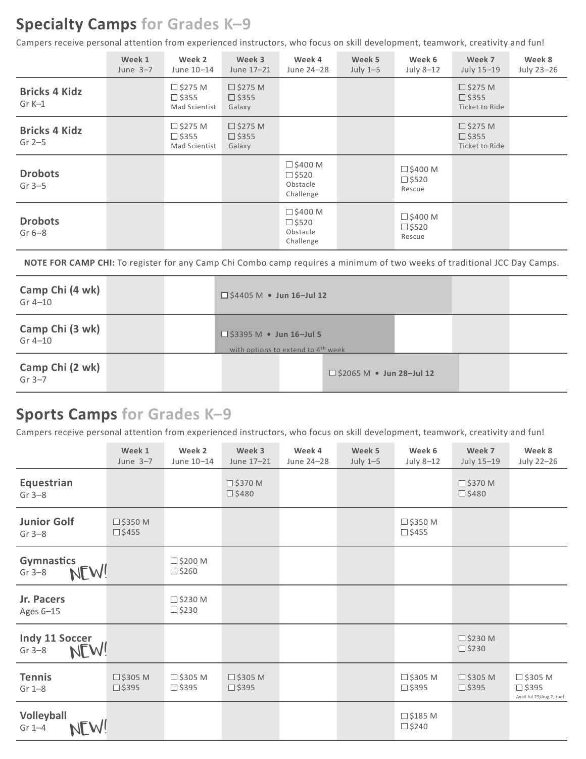## Specialty Camps for Grades K–9

Campers receive personal attention from experienced instructors, who focus on skill development, teamwork, creativity and fun!

| | Week 1 June 3–7 | Week 2 June 10–14 | Week 3 June 17–21 | Week 4 June 24–28 | Week 5 July 1–5 | Week 6 July 8–12 | Week 7 July 15–19 | Week 8 July 23–26 |
|---|---|---|---|---|---|---|---|---|
| **Bricks 4 Kidz** Gr K–1 | | ☐ $275 M ☐ $355 Mad Scientist | ☐ $275 M ☐ $355 Galaxy | | | | ☐ $275 M ☐ $355 Ticket to Ride | |
| **Bricks 4 Kidz** Gr 2–5 | | ☐ $275 M ☐ $355 Mad Scientist | ☐ $275 M ☐ $355 Galaxy | | | | ☐ $275 M ☐ $355 Ticket to Ride | |
| **Drobots** Gr 3–5 | | | | ☐ $400 M ☐ $520 Obstacle Challenge | | ☐ $400 M ☐ $520 Rescue | | |
| **Drobots** Gr 6–8 | | | | ☐ $400 M ☐ $520 Obstacle Challenge | | ☐ $400 M ☐ $520 Rescue | | |

**NOTE FOR CAMP CHI:** To register for any Camp Chi Combo camp requires a minimum of two weeks of traditional JCC Day Camps.

| | Week 1 | Week 2 | Week 3 | Week 4 | Week 5 | Week 6 | Week 7 | Week 8 |
|---|---|---|---|---|---|---|---|---|
| **Camp Chi (4 wk)** Gr 4–10 | | | ☐ $4405 M • **Jun 16–Jul 12** | | | | | |
| **Camp Chi (3 wk)** Gr 4–10 | | | ☐ $3395 M • **Jun 16–Jul 5** with options to extend to 4th week | | | | | |
| **Camp Chi (2 wk)** Gr 3–7 | | | | | ☐ $2065 M • **Jun 28–Jul 12** | | | |

## Sports Camps for Grades K–9

Campers receive personal attention from experienced instructors, who focus on skill development, teamwork, creativity and fun!

| | Week 1 June 3–7 | Week 2 June 10–14 | Week 3 June 17–21 | Week 4 June 24–28 | Week 5 July 1–5 | Week 6 July 8–12 | Week 7 July 15–19 | Week 8 July 22–26 |
|---|---|---|---|---|---|---|---|---|
| **Equestrian** Gr 3–8 | | | ☐ $370 M ☐ $480 | | | | ☐ $370 M ☐ $480 | |
| **Junior Golf** Gr 3–8 | ☐ $350 M ☐ $455 | | | | | ☐ $350 M ☐ $455 | | |
| **Gymnastics** Gr 3–8 NEW! | | ☐ $200 M ☐ $260 | | | | | | |
| **Jr. Pacers** Ages 6–15 | | ☐ $230 M ☐ $230 | | | | | | |
| **Indy 11 Soccer** Gr 3–8 NEW! | | | | | | | ☐ $230 M ☐ $230 | |
| **Tennis** Gr 1–8 | ☐ $305 M ☐ $395 | ☐ $305 M ☐ $395 | ☐ $305 M ☐ $395 | | | ☐ $305 M ☐ $395 | ☐ $305 M ☐ $395 | ☐ $305 M ☐ $395 Avail Jul 29/Aug 2, too! |
| **Volleyball** Gr 1–4 NEW! | | | | | | ☐ $185 M ☐ $240 | | |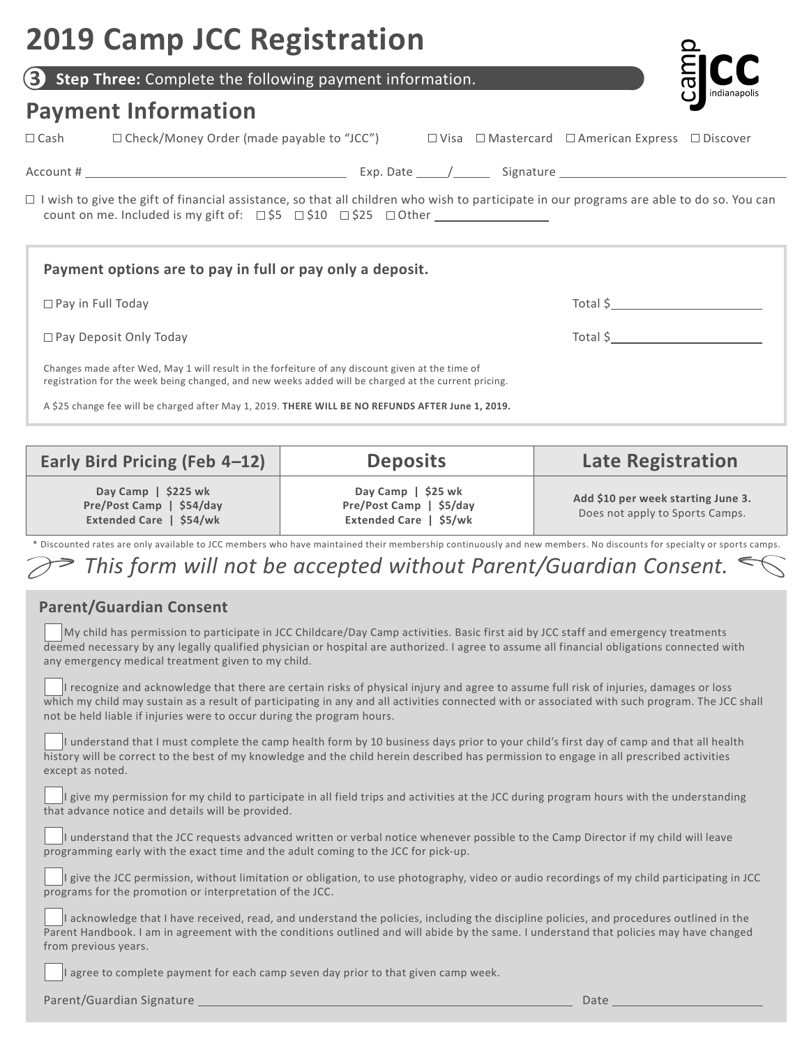# 2019 Camp JCC Registration

**3 Step Three:** Complete the following payment information.

## Payment Information

☐ Cash ☐ Check/Money Order (made payable to "JCC") ☐ Visa ☐ Mastercard ☐ American Express ☐ Discover

Account # ____________________ Exp. Date ____/_____ Signature ____________________

☐ I wish to give the gift of financial assistance, so that all children who wish to participate in our programs are able to do so. You can count on me. Included is my gift of: ☐ $5 ☐ $10 ☐ $25 ☐ Other __________

**Payment options are to pay in full or pay only a deposit.**

☐ Pay in Full Today Total $__________

☐ Pay Deposit Only Today Total $__________

Changes made after Wed, May 1 will result in the forfeiture of any discount given at the time of registration for the week being changed, and new weeks added will be charged at the current pricing.

A $25 change fee will be charged after May 1, 2019. **THERE WILL BE NO REFUNDS AFTER June 1, 2019.**

| Early Bird Pricing (Feb 4–12) | Deposits | Late Registration |
|---|---|---|
| **Day Camp \| $225 wk**<br>**Pre/Post Camp \| $54/day**<br>**Extended Care \| $54/wk** | **Day Camp \| $25 wk**<br>**Pre/Post Camp \| $5/day**<br>**Extended Care \| $5/wk** | **Add $10 per week starting June 3.**<br>Does not apply to Sports Camps. |

* Discounted rates are only available to JCC members who have maintained their membership continuously and new members. No discounts for specialty or sports camps.

*This form will not be accepted without Parent/Guardian Consent.*

## Parent/Guardian Consent

☐ My child has permission to participate in JCC Childcare/Day Camp activities. Basic first aid by JCC staff and emergency treatments deemed necessary by any legally qualified physician or hospital are authorized. I agree to assume all financial obligations connected with any emergency medical treatment given to my child.

☐ I recognize and acknowledge that there are certain risks of physical injury and agree to assume full risk of injuries, damages or loss which my child may sustain as a result of participating in any and all activities connected with or associated with such program. The JCC shall not be held liable if injuries were to occur during the program hours.

☐ I understand that I must complete the camp health form by 10 business days prior to your child's first day of camp and that all health history will be correct to the best of my knowledge and the child herein described has permission to engage in all prescribed activities except as noted.

☐ I give my permission for my child to participate in all field trips and activities at the JCC during program hours with the understanding that advance notice and details will be provided.

☐ I understand that the JCC requests advanced written or verbal notice whenever possible to the Camp Director if my child will leave programming early with the exact time and the adult coming to the JCC for pick-up.

☐ I give the JCC permission, without limitation or obligation, to use photography, video or audio recordings of my child participating in JCC programs for the promotion or interpretation of the JCC.

☐ I acknowledge that I have received, read, and understand the policies, including the discipline policies, and procedures outlined in the Parent Handbook. I am in agreement with the conditions outlined and will abide by the same. I understand that policies may have changed from previous years.

☐ I agree to complete payment for each camp seven day prior to that given camp week.

Parent/Guardian Signature ______________________________ Date ____________